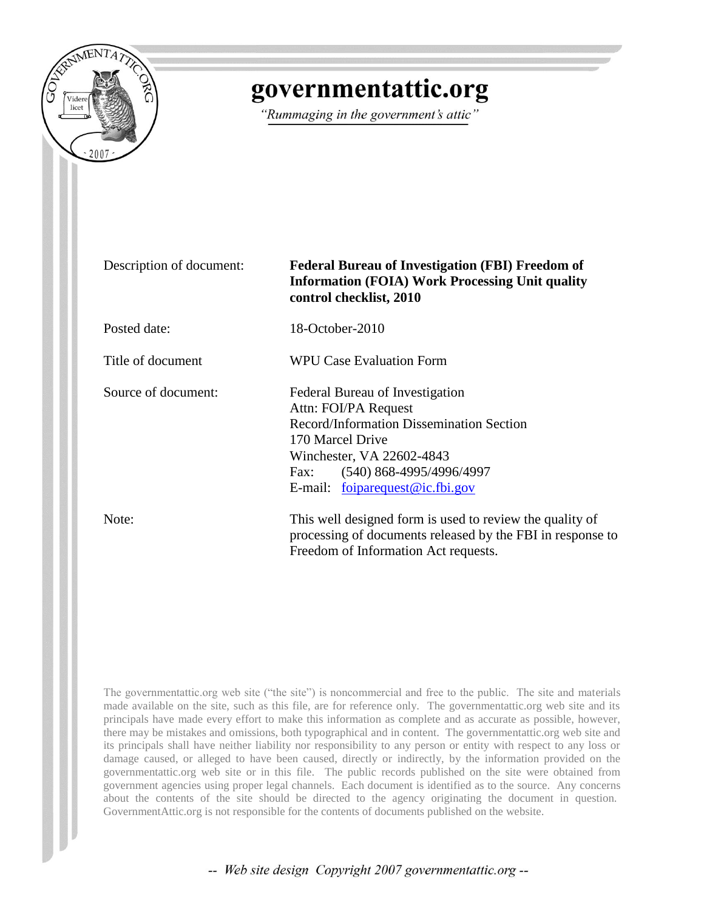# governmentattic.org

*"Rummaging in the government's attic"*

| | |
|---|---|
| Description of document: | **Federal Bureau of Investigation (FBI) Freedom of Information (FOIA) Work Processing Unit quality control checklist, 2010** |
| Posted date: | 18-October-2010 |
| Title of document | WPU Case Evaluation Form |
| Source of document: | Federal Bureau of Investigation<br>Attn: FOI/PA Request<br>Record/Information Dissemination Section<br>170 Marcel Drive<br>Winchester, VA 22602-4843<br>Fax: (540) 868-4995/4996/4997<br>E-mail: foiparequest@ic.fbi.gov |
| Note: | This well designed form is used to review the quality of processing of documents released by the FBI in response to Freedom of Information Act requests. |

The governmentattic.org web site ("the site") is noncommercial and free to the public. The site and materials made available on the site, such as this file, are for reference only. The governmentattic.org web site and its principals have made every effort to make this information as complete and as accurate as possible, however, there may be mistakes and omissions, both typographical and in content. The governmentattic.org web site and its principals shall have neither liability nor responsibility to any person or entity with respect to any loss or damage caused, or alleged to have been caused, directly or indirectly, by the information provided on the governmentattic.org web site or in this file. The public records published on the site were obtained from government agencies using proper legal channels. Each document is identified as to the source. Any concerns about the contents of the site should be directed to the agency originating the document in question. GovernmentAttic.org is not responsible for the contents of documents published on the website.

*-- Web site design Copyright 2007 governmentattic.org --*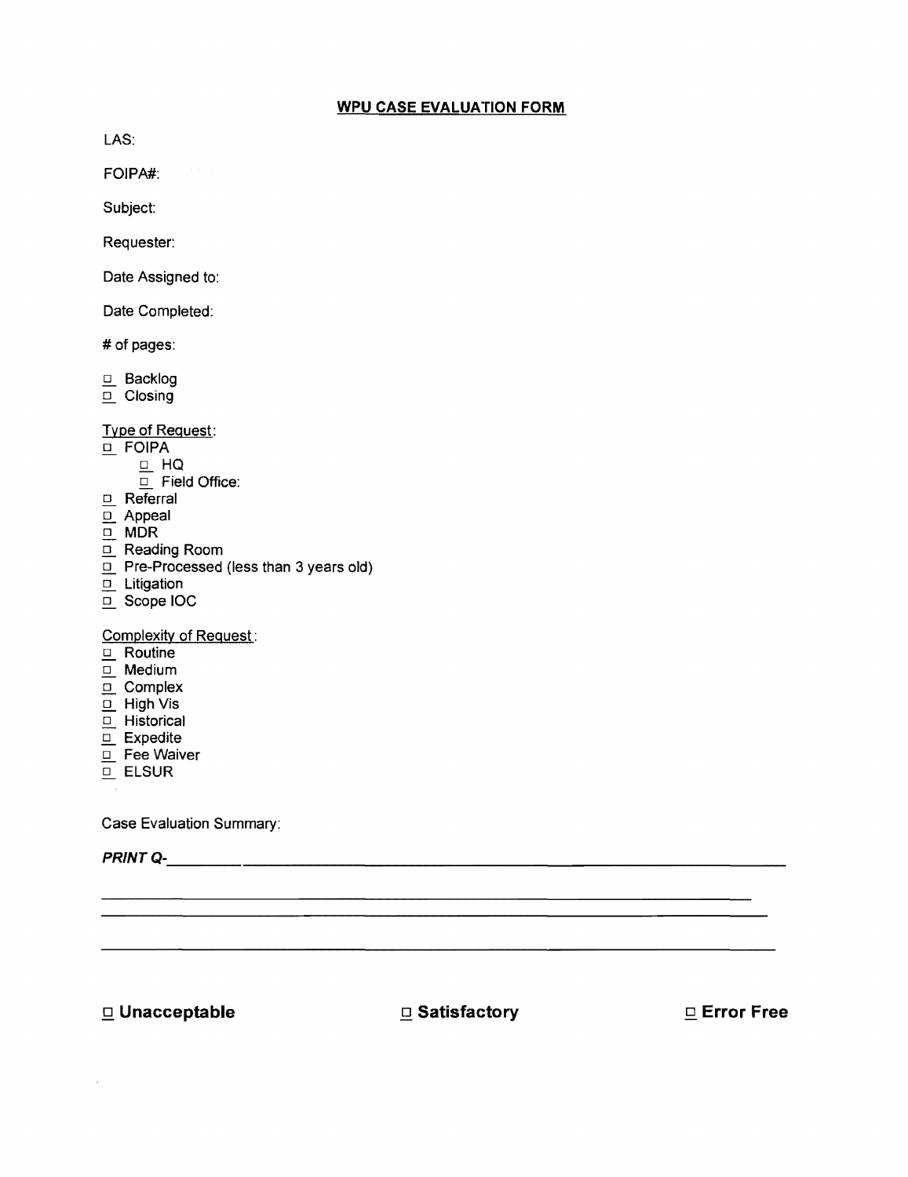## WPU CASE EVALUATION FORM

LAS:

FOIPA#:

Subject:

Requester:

Date Assigned to:

Date Completed:

# of pages:

- ☐ Backlog
- ☐ Closing

Type of Request:

- ☐ FOIPA
  - ☐ HQ
  - ☐ Field Office:
- ☐ Referral
- ☐ Appeal
- ☐ MDR
- ☐ Reading Room
- ☐ Pre-Processed (less than 3 years old)
- ☐ Litigation
- ☐ Scope IOC

Complexity of Request:

- ☐ Routine
- ☐ Medium
- ☐ Complex
- ☐ High Vis
- ☐ Historical
- ☐ Expedite
- ☐ Fee Waiver
- ☐ ELSUR

Case Evaluation Summary:

***PRINT Q-***______________________________________________________________

________________________________________________________________________

________________________________________________________________________

________________________________________________________________________

**☐ Unacceptable** **☐ Satisfactory** **☐ Error Free**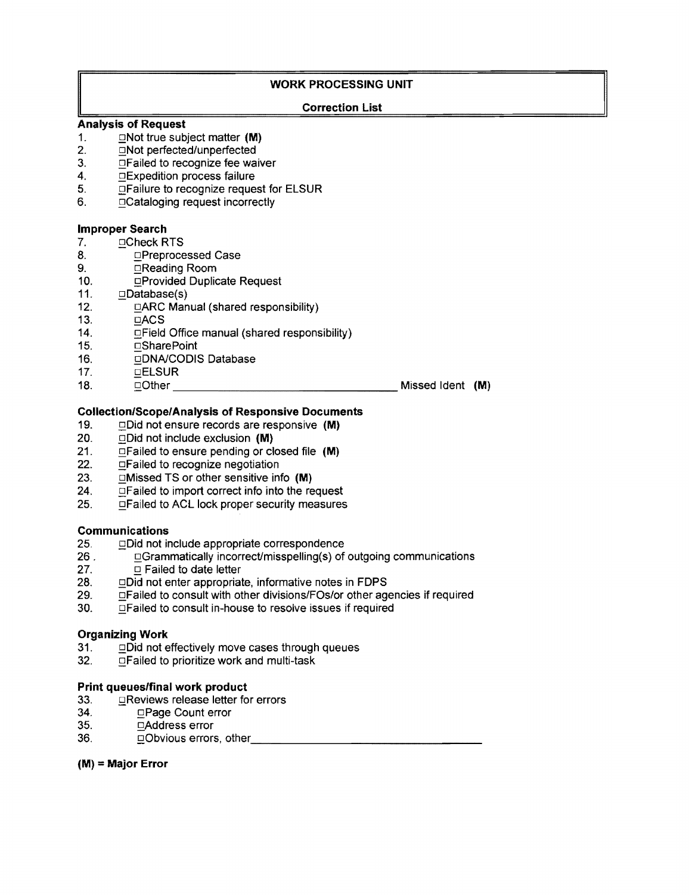# WORK PROCESSING UNIT

## Correction List

**Analysis of Request**

1. ☐Not true subject matter **(M)**
2. ☐Not perfected/unperfected
3. ☐Failed to recognize fee waiver
4. ☐Expedition process failure
5. ☐Failure to recognize request for ELSUR
6. ☐Cataloging request incorrectly

**Improper Search**

7. ☐Check RTS
8. ☐Preprocessed Case
9. ☐Reading Room
10. ☐Provided Duplicate Request
11. ☐Database(s)
12. ☐ARC Manual (shared responsibility)
13. ☐ACS
14. ☐Field Office manual (shared responsibility)
15. ☐SharePoint
16. ☐DNA/CODIS Database
17. ☐ELSUR
18. ☐Other ________________________________ Missed Ident **(M)**

**Collection/Scope/Analysis of Responsive Documents**

19. ☐Did not ensure records are responsive **(M)**
20. ☐Did not include exclusion **(M)**
21. ☐Failed to ensure pending or closed file **(M)**
22. ☐Failed to recognize negotiation
23. ☐Missed TS or other sensitive info **(M)**
24. ☐Failed to import correct info into the request
25. ☐Failed to ACL lock proper security measures

**Communications**

25. ☐Did not include appropriate correspondence
26. ☐Grammatically incorrect/misspelling(s) of outgoing communications
27. ☐ Failed to date letter
28. ☐Did not enter appropriate, informative notes in FDPS
29. ☐Failed to consult with other divisions/FOs/or other agencies if required
30. ☐Failed to consult in-house to resolve issues if required

**Organizing Work**

31. ☐Did not effectively move cases through queues
32. ☐Failed to prioritize work and multi-task

**Print queues/final work product**

33. ☐Reviews release letter for errors
34. ☐Page Count error
35. ☐Address error
36. ☐Obvious errors, other________________________________

**(M) = Major Error**